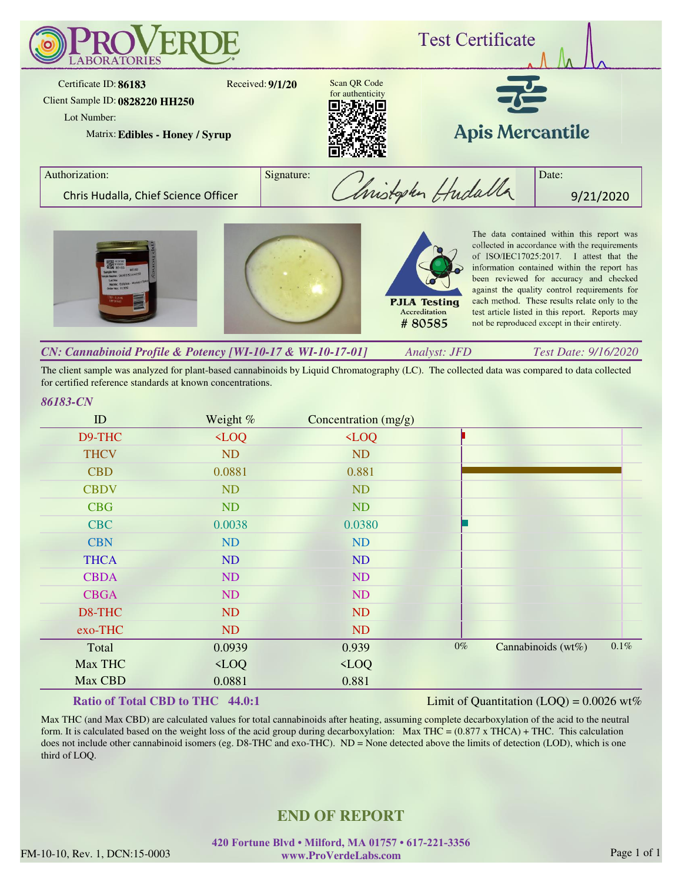# ProVerde Laboratories

## Test Certificate

Certificate ID: **86183**
Received: **9/1/20**
Client Sample ID: **0828220 HH250**
Lot Number:
Matrix: **Edibles - Honey / Syrup**

Scan QR Code for authenticity

**Apis Mercantile**

| Authorization: | Signature: | Date: |
|---|---|---|
| Chris Hudalla, Chief Science Officer | Christopher Hudalla | 9/21/2020 |

PJLA Testing Accreditation # 80585

The data contained within this report was collected in accordance with the requirements of ISO/IEC17025:2017. I attest that the information contained within the report has been reviewed for accuracy and checked against the quality control requirements for each method. These results relate only to the test article listed in this report. Reports may not be reproduced except in their entirety.

### *CN: Cannabinoid Profile & Potency [WI-10-17 & WI-10-17-01]* — *Analyst: JFD* — *Test Date: 9/16/2020*

The client sample was analyzed for plant-based cannabinoids by Liquid Chromatography (LC). The collected data was compared to data collected for certified reference standards at known concentrations.

*86183-CN*

| ID | Weight % | Concentration (mg/g) |
|---|---|---|
| D9-THC | <LOQ | <LOQ |
| THCV | ND | ND |
| CBD | 0.0881 | 0.881 |
| CBDV | ND | ND |
| CBG | ND | ND |
| CBC | 0.0038 | 0.0380 |
| CBN | ND | ND |
| THCA | ND | ND |
| CBDA | ND | ND |
| CBGA | ND | ND |
| D8-THC | ND | ND |
| exo-THC | ND | ND |
| Total | 0.0939 | 0.939 |
| Max THC | <LOQ | <LOQ |
| Max CBD | 0.0881 | 0.881 |

Cannabinoids (wt%): 0% – 0.1%

**Ratio of Total CBD to THC 44.0:1**

Limit of Quantitation (LOQ) = 0.0026 wt%

Max THC (and Max CBD) are calculated values for total cannabinoids after heating, assuming complete decarboxylation of the acid to the neutral form. It is calculated based on the weight loss of the acid group during decarboxylation: Max THC = (0.877 x THCA) + THC. This calculation does not include other cannabinoid isomers (eg. D8-THC and exo-THC). ND = None detected above the limits of detection (LOD), which is one third of LOQ.

**END OF REPORT**

420 Fortune Blvd • Milford, MA 01757 • 617-221-3356
www.ProVerdeLabs.com

FM-10-10, Rev. 1, DCN:15-0003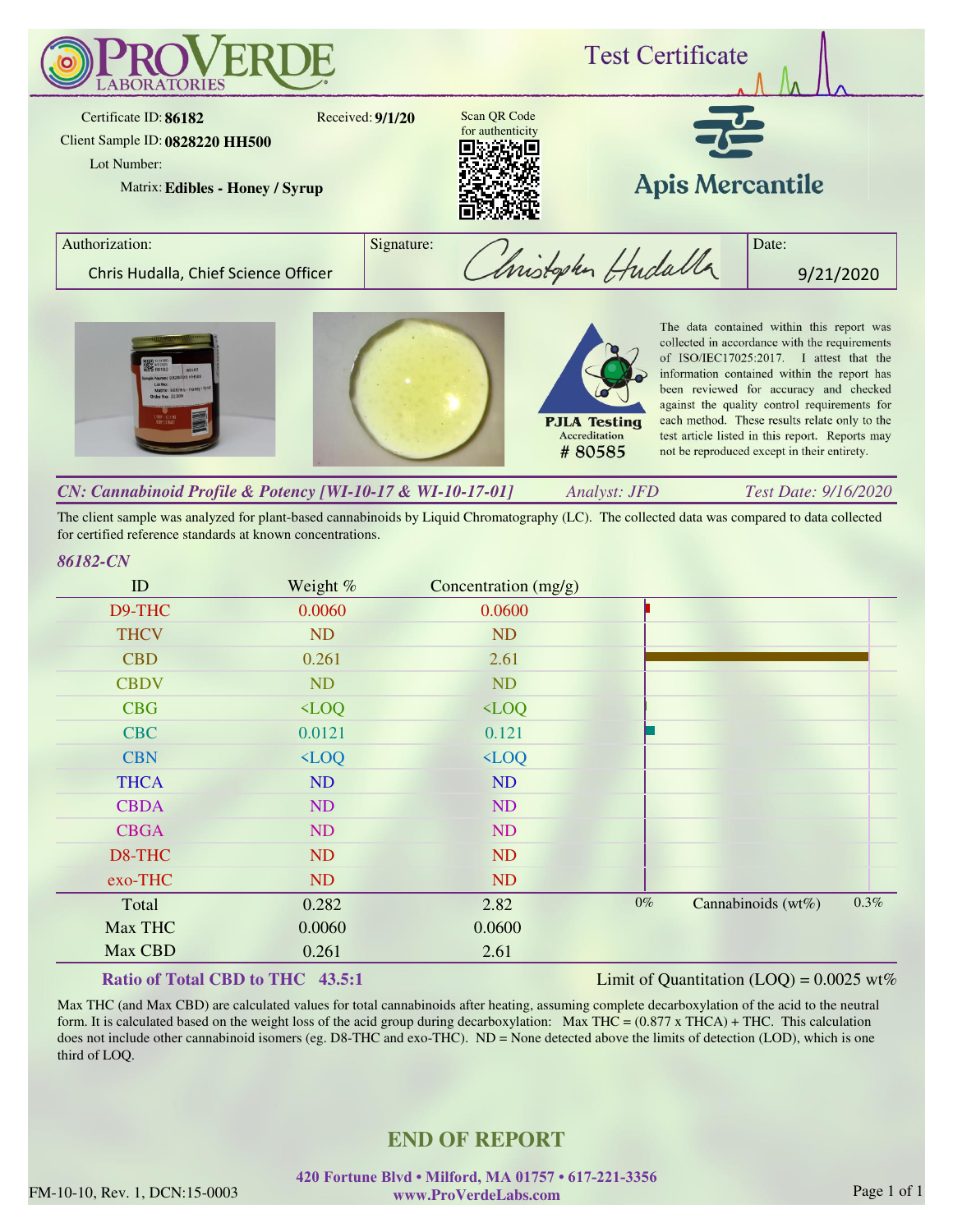# ProVerde Laboratories

## Test Certificate

Certificate ID: **86182**
Received: **9/1/20**
Client Sample ID: **0828220 HH500**
Lot Number:
Matrix: **Edibles - Honey / Syrup**

Scan QR Code for authenticity

**Apis Mercantile**

| Authorization: | Signature: | Date: |
|---|---|---|
| Chris Hudalla, Chief Science Officer | Christopher Hudalla | 9/21/2020 |

PJLA Testing Accreditation # 80585

The data contained within this report was collected in accordance with the requirements of ISO/IEC17025:2017. I attest that the information contained within the report has been reviewed for accuracy and checked against the quality control requirements for each method. These results relate only to the test article listed in this report. Reports may not be reproduced except in their entirety.

### *CN: Cannabinoid Profile & Potency [WI-10-17 & WI-10-17-01]* — *Analyst: JFD* — *Test Date: 9/16/2020*

The client sample was analyzed for plant-based cannabinoids by Liquid Chromatography (LC). The collected data was compared to data collected for certified reference standards at known concentrations.

*86182-CN*

| ID | Weight % | Concentration (mg/g) |
|---|---|---|
| D9-THC | 0.0060 | 0.0600 |
| THCV | ND | ND |
| CBD | 0.261 | 2.61 |
| CBDV | ND | ND |
| CBG | <LOQ | <LOQ |
| CBC | 0.0121 | 0.121 |
| CBN | <LOQ | <LOQ |
| THCA | ND | ND |
| CBDA | ND | ND |
| CBGA | ND | ND |
| D8-THC | ND | ND |
| exo-THC | ND | ND |
| Total | 0.282 | 2.82 |
| Max THC | 0.0060 | 0.0600 |
| Max CBD | 0.261 | 2.61 |

0%
Cannabinoids (wt%)
0.3%

**Ratio of Total CBD to THC 43.5:1**

Limit of Quantitation (LOQ) = 0.0025 wt%

Max THC (and Max CBD) are calculated values for total cannabinoids after heating, assuming complete decarboxylation of the acid to the neutral form. It is calculated based on the weight loss of the acid group during decarboxylation: Max THC = (0.877 x THCA) + THC. This calculation does not include other cannabinoid isomers (eg. D8-THC and exo-THC). ND = None detected above the limits of detection (LOD), which is one third of LOQ.

## END OF REPORT

420 Fortune Blvd • Milford, MA 01757 • 617-221-3356
www.ProVerdeLabs.com

FM-10-10, Rev. 1, DCN:15-0003